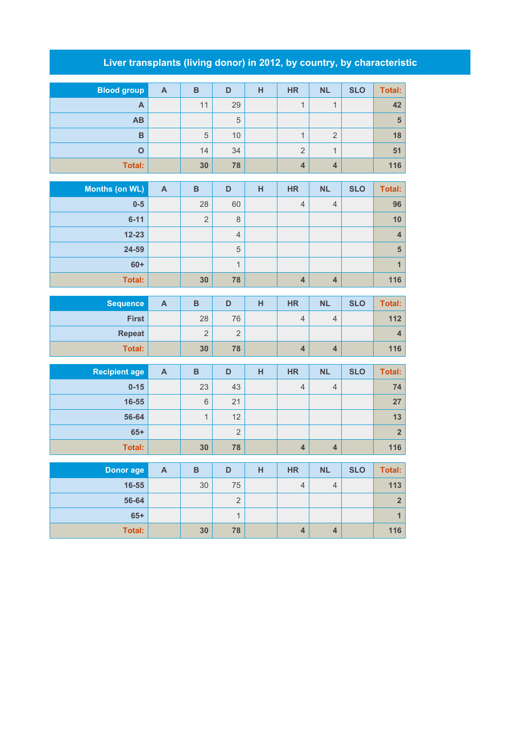# Liver transplants (living donor) in 2012, by country, by characteristic

| Blood group | A | B | D | H | HR | NL | SLO | Total: |
|---|---|---|---|---|---|---|---|---|
| A | | 11 | 29 | | 1 | 1 | | 42 |
| AB | | | 5 | | | | | 5 |
| B | | 5 | 10 | | 1 | 2 | | 18 |
| O | | 14 | 34 | | 2 | 1 | | 51 |
| Total: | | 30 | 78 | | 4 | 4 | | 116 |

| Months (on WL) | A | B | D | H | HR | NL | SLO | Total: |
|---|---|---|---|---|---|---|---|---|
| 0-5 | | 28 | 60 | | 4 | 4 | | 96 |
| 6-11 | | 2 | 8 | | | | | 10 |
| 12-23 | | | 4 | | | | | 4 |
| 24-59 | | | 5 | | | | | 5 |
| 60+ | | | 1 | | | | | 1 |
| Total: | | 30 | 78 | | 4 | 4 | | 116 |

| Sequence | A | B | D | H | HR | NL | SLO | Total: |
|---|---|---|---|---|---|---|---|---|
| First | | 28 | 76 | | 4 | 4 | | 112 |
| Repeat | | 2 | 2 | | | | | 4 |
| Total: | | 30 | 78 | | 4 | 4 | | 116 |

| Recipient age | A | B | D | H | HR | NL | SLO | Total: |
|---|---|---|---|---|---|---|---|---|
| 0-15 | | 23 | 43 | | 4 | 4 | | 74 |
| 16-55 | | 6 | 21 | | | | | 27 |
| 56-64 | | 1 | 12 | | | | | 13 |
| 65+ | | | 2 | | | | | 2 |
| Total: | | 30 | 78 | | 4 | 4 | | 116 |

| Donor age | A | B | D | H | HR | NL | SLO | Total: |
|---|---|---|---|---|---|---|---|---|
| 16-55 | | 30 | 75 | | 4 | 4 | | 113 |
| 56-64 | | | 2 | | | | | 2 |
| 65+ | | | 1 | | | | | 1 |
| Total: | | 30 | 78 | | 4 | 4 | | 116 |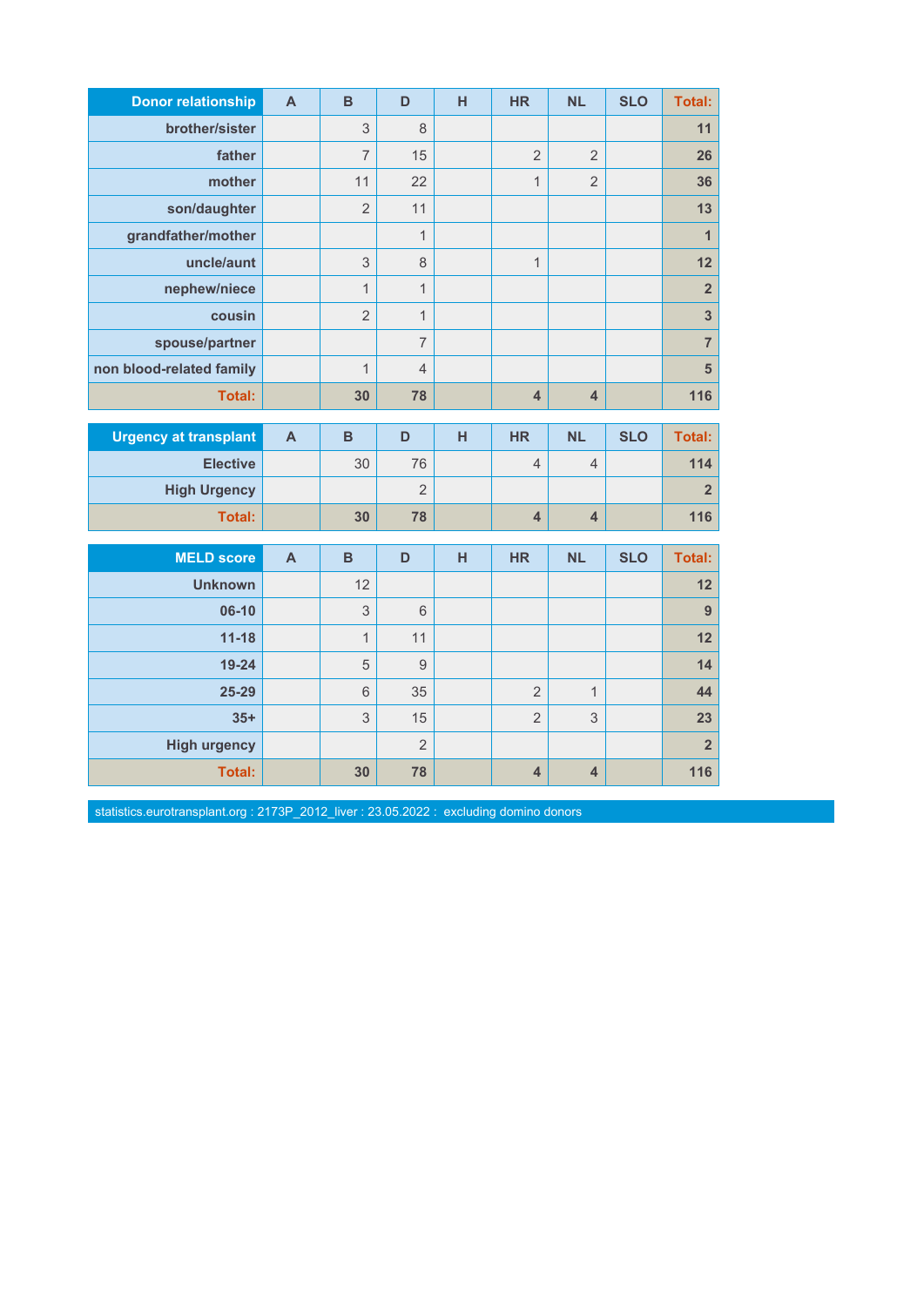| Donor relationship | A | B | D | H | HR | NL | SLO | Total: |
|---|---|---|---|---|---|---|---|---|
| brother/sister | | 3 | 8 | | | | | 11 |
| father | | 7 | 15 | | 2 | 2 | | 26 |
| mother | | 11 | 22 | | 1 | 2 | | 36 |
| son/daughter | | 2 | 11 | | | | | 13 |
| grandfather/mother | | | 1 | | | | | 1 |
| uncle/aunt | | 3 | 8 | | 1 | | | 12 |
| nephew/niece | | 1 | 1 | | | | | 2 |
| cousin | | 2 | 1 | | | | | 3 |
| spouse/partner | | | 7 | | | | | 7 |
| non blood-related family | | 1 | 4 | | | | | 5 |
| Total: | | 30 | 78 | | 4 | 4 | | 116 |

| Urgency at transplant | A | B | D | H | HR | NL | SLO | Total: |
|---|---|---|---|---|---|---|---|---|
| Elective | | 30 | 76 | | 4 | 4 | | 114 |
| High Urgency | | | 2 | | | | | 2 |
| Total: | | 30 | 78 | | 4 | 4 | | 116 |

| MELD score | A | B | D | H | HR | NL | SLO | Total: |
|---|---|---|---|---|---|---|---|---|
| Unknown | | 12 | | | | | | 12 |
| 06-10 | | 3 | 6 | | | | | 9 |
| 11-18 | | 1 | 11 | | | | | 12 |
| 19-24 | | 5 | 9 | | | | | 14 |
| 25-29 | | 6 | 35 | | 2 | 1 | | 44 |
| 35+ | | 3 | 15 | | 2 | 3 | | 23 |
| High urgency | | | 2 | | | | | 2 |
| Total: | | 30 | 78 | | 4 | 4 | | 116 |

statistics.eurotransplant.org : 2173P_2012_liver : 23.05.2022 : excluding domino donors